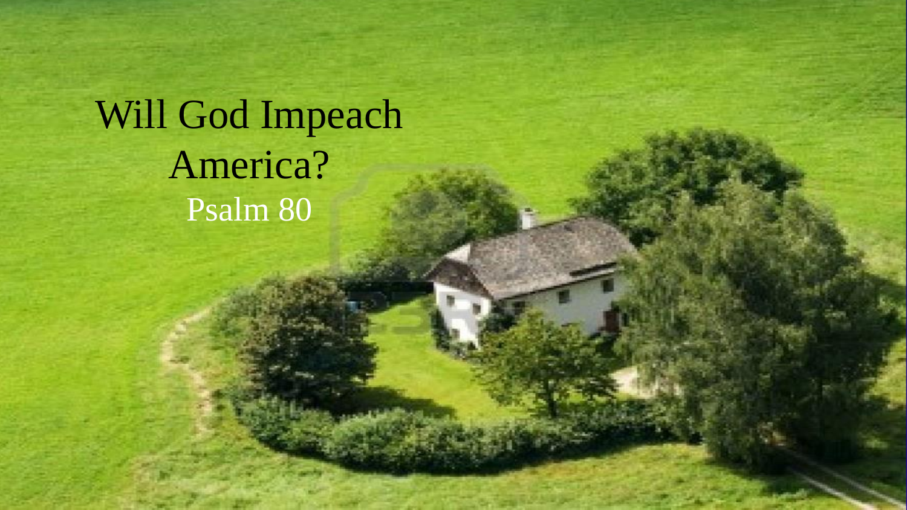# Will God Impeach America?

Psalm 80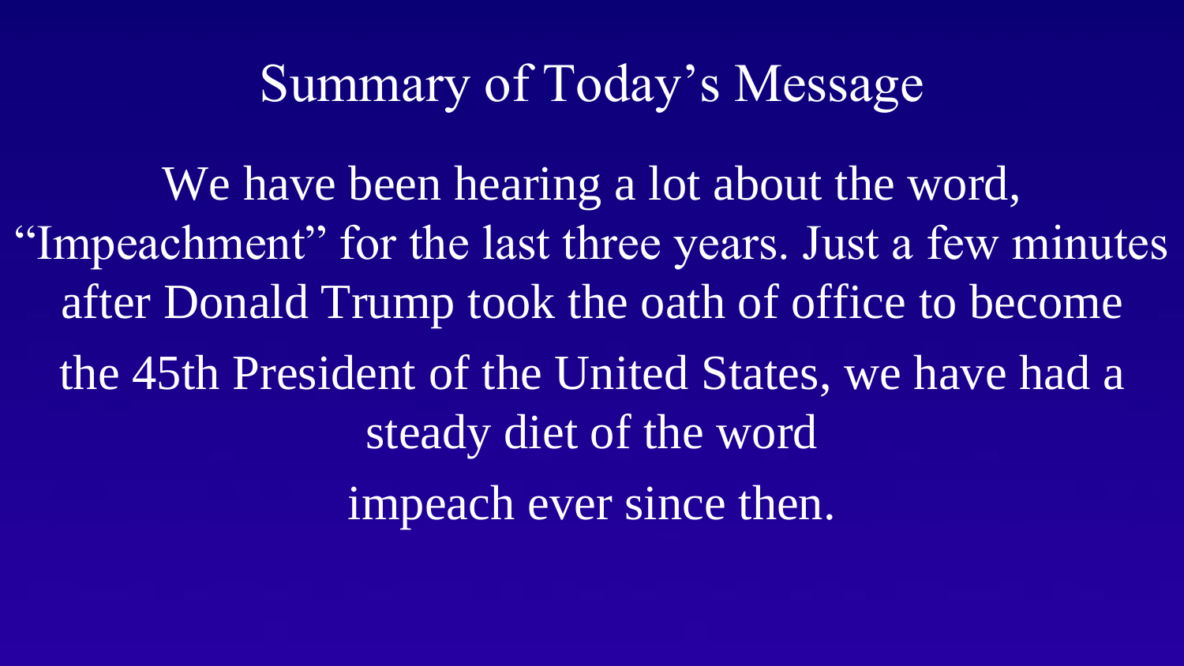# Summary of Today's Message

We have been hearing a lot about the word, "Impeachment" for the last three years. Just a few minutes after Donald Trump took the oath of office to become the 45th President of the United States, we have had a steady diet of the word impeach ever since then.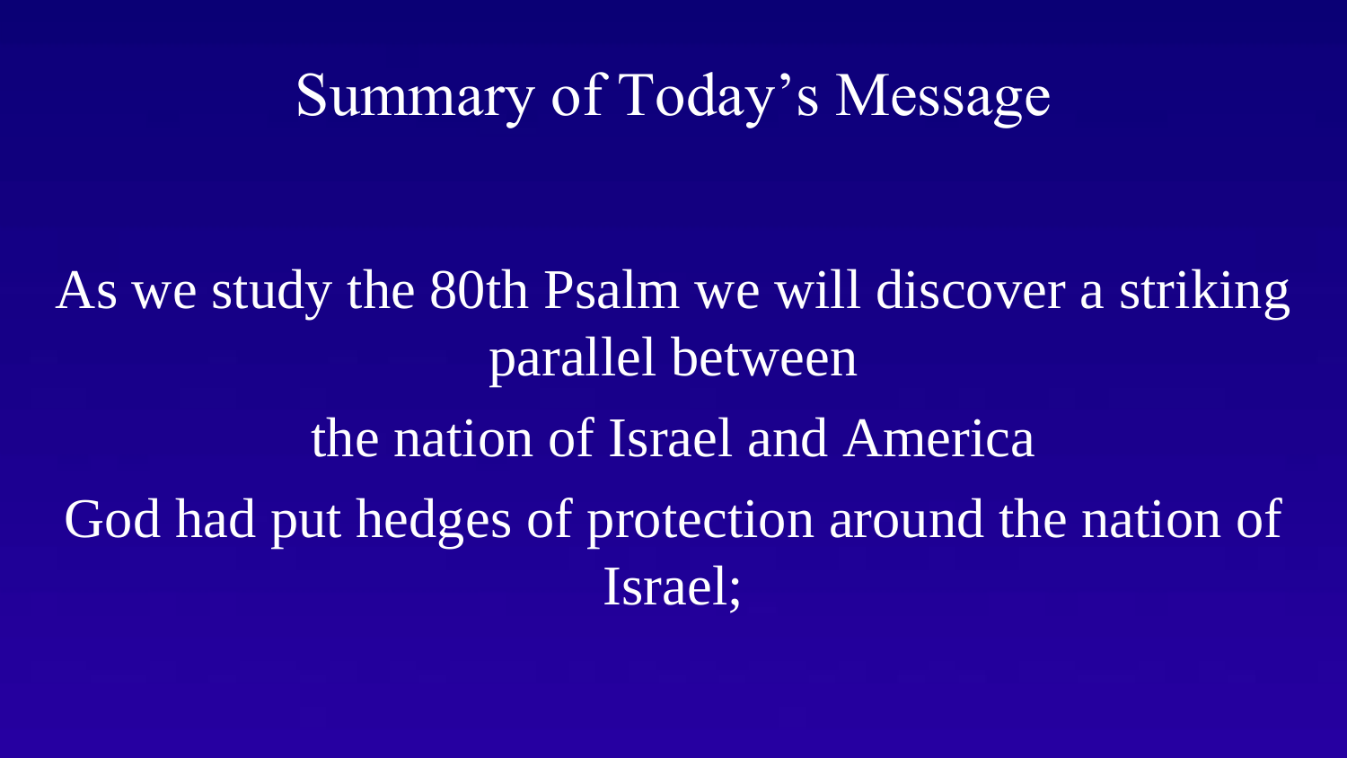# Summary of Today's Message

As we study the 80th Psalm we will discover a striking parallel between

the nation of Israel and America

God had put hedges of protection around the nation of Israel;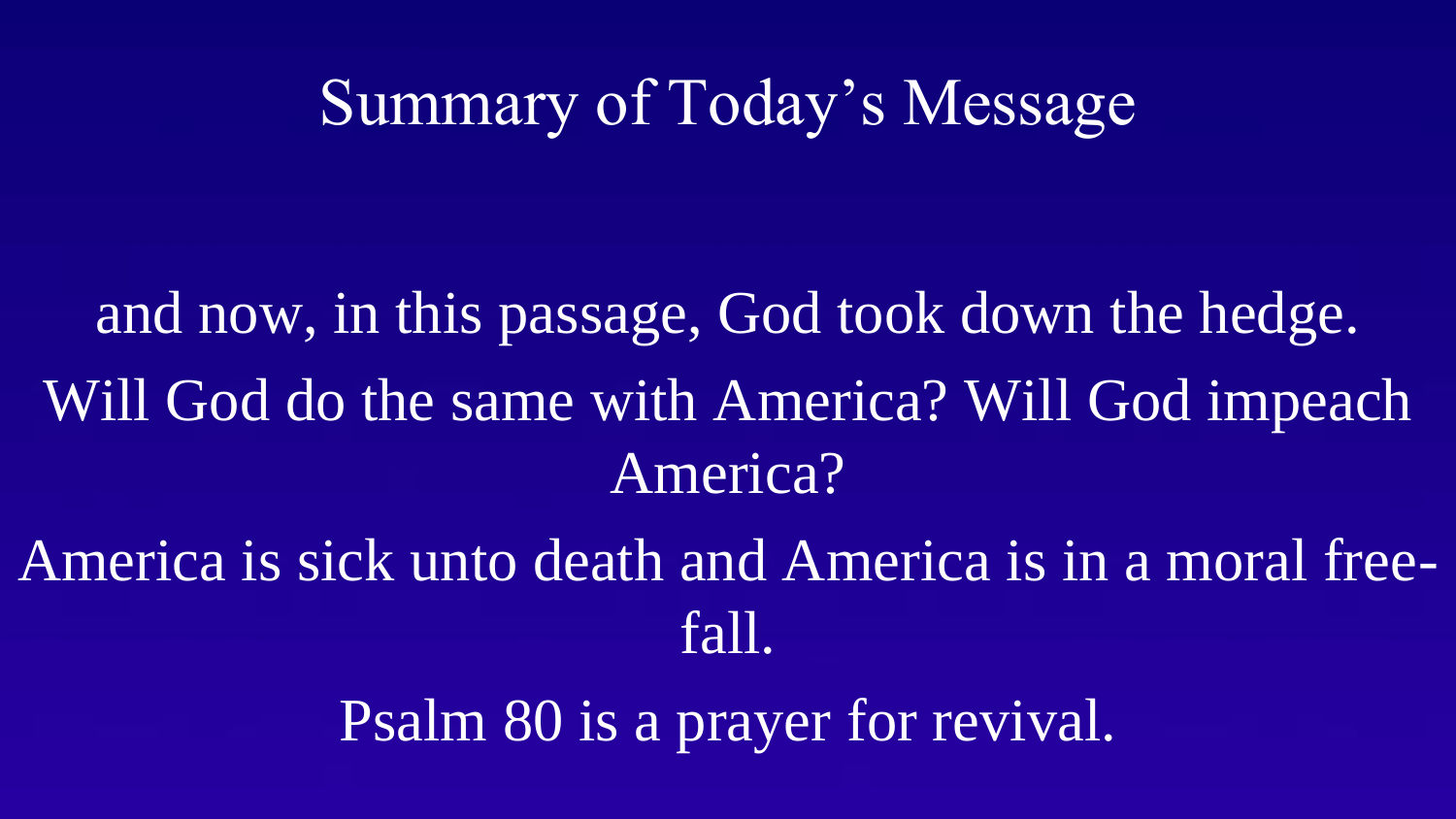# Summary of Today’s Message

and now, in this passage, God took down the hedge.

Will God do the same with America? Will God impeach America?

America is sick unto death and America is in a moral free-fall.

Psalm 80 is a prayer for revival.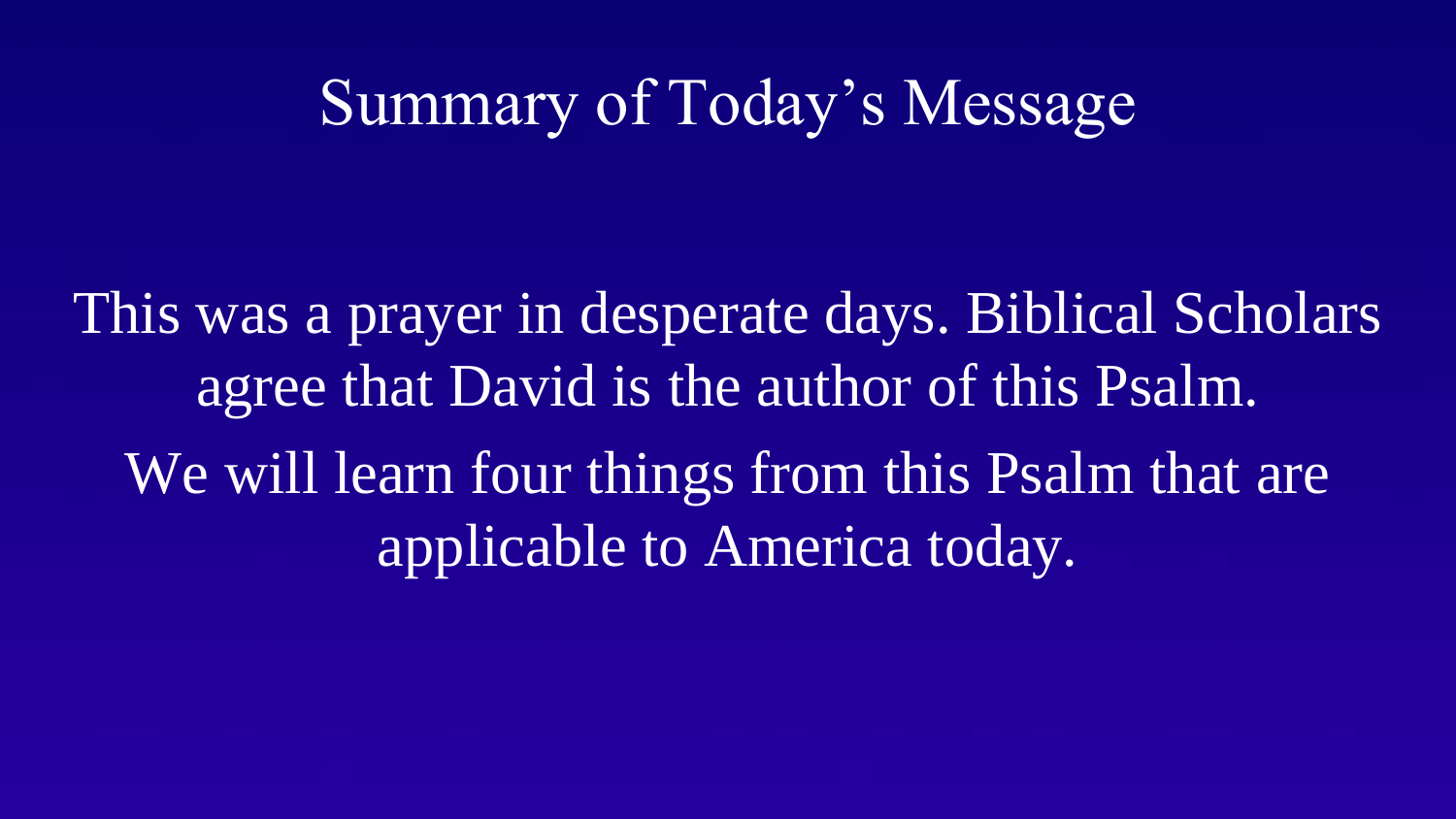# Summary of Today's Message

This was a prayer in desperate days. Biblical Scholars agree that David is the author of this Psalm.

We will learn four things from this Psalm that are applicable to America today.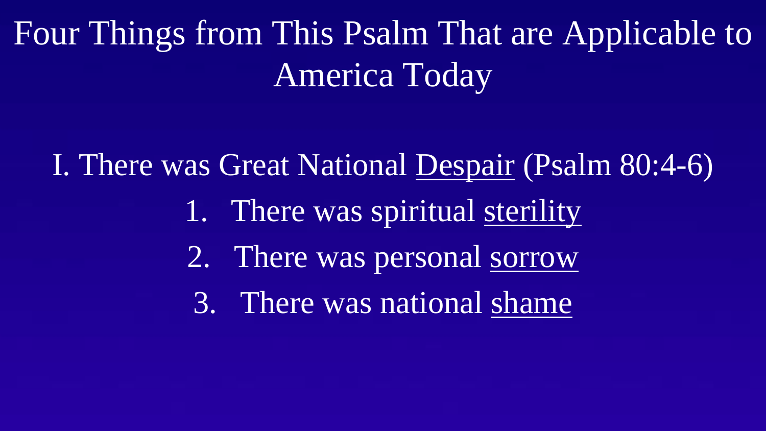# Four Things from This Psalm That are Applicable to America Today

I. There was Great National Despair (Psalm 80:4-6)

1. There was spiritual sterility
2. There was personal sorrow
3. There was national shame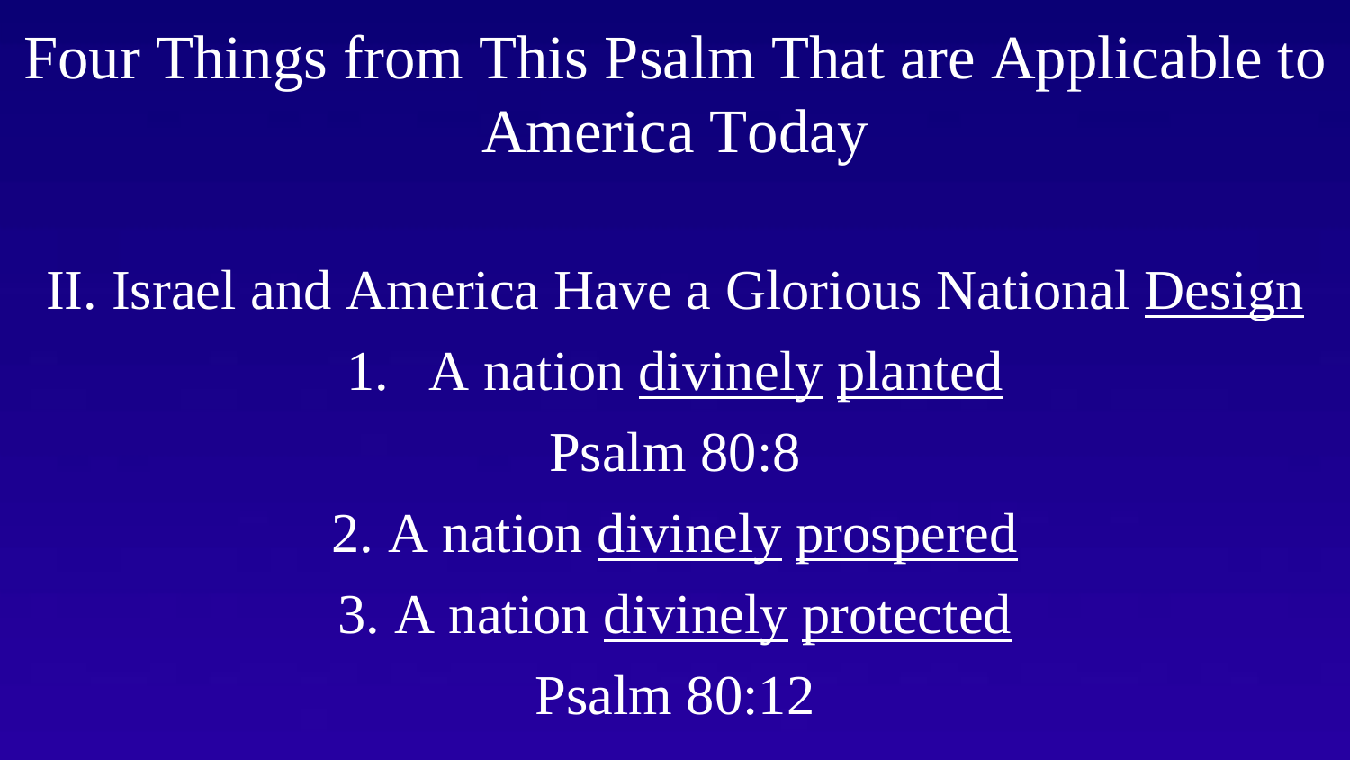# Four Things from This Psalm That are Applicable to America Today

## II. Israel and America Have a Glorious National Design

1. A nation divinely planted

Psalm 80:8

2. A nation divinely prospered

3. A nation divinely protected

Psalm 80:12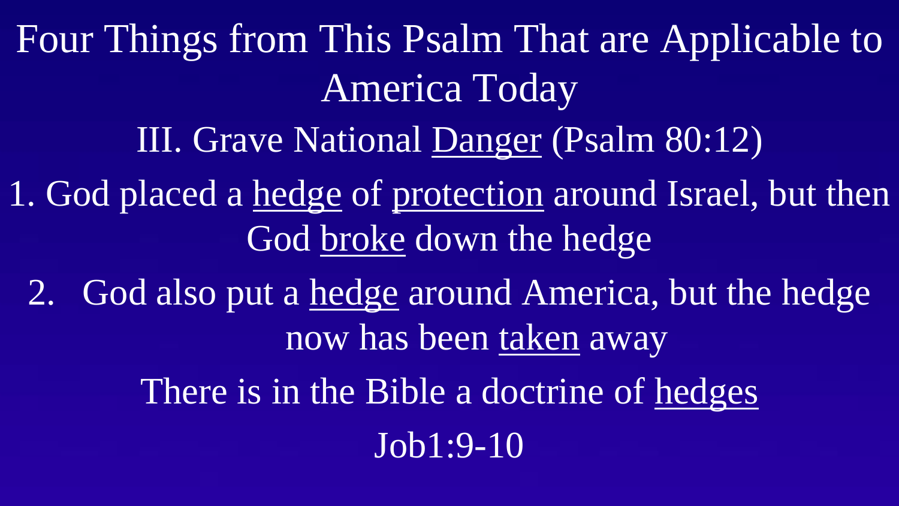# Four Things from This Psalm That are Applicable to America Today

## III. Grave National <u>Danger</u> (Psalm 80:12)

1. God placed a <u>hedge</u> of <u>protection</u> around Israel, but then God <u>broke</u> down the hedge
2. God also put a <u>hedge</u> around America, but the hedge now has been <u>taken</u> away

There is in the Bible a doctrine of <u>hedges</u>

Job1:9-10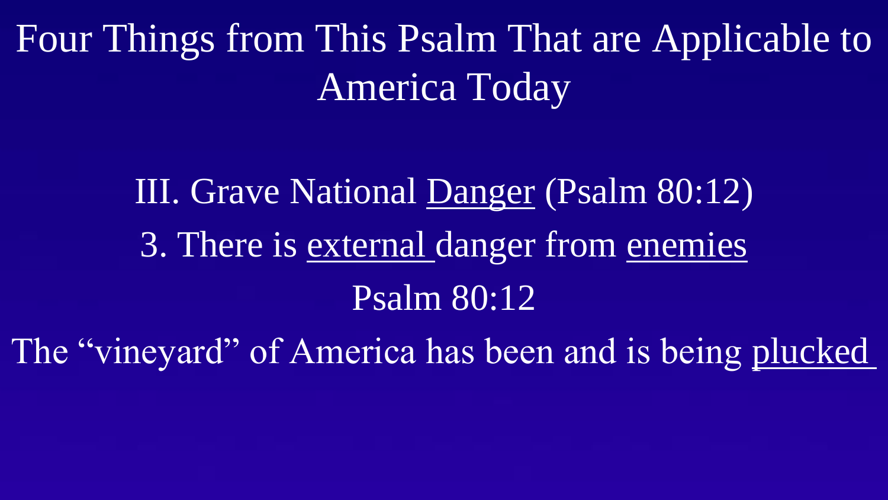# Four Things from This Psalm That are Applicable to America Today

III. Grave National Danger (Psalm 80:12)

3. There is external danger from enemies

Psalm 80:12

The "vineyard" of America has been and is being plucked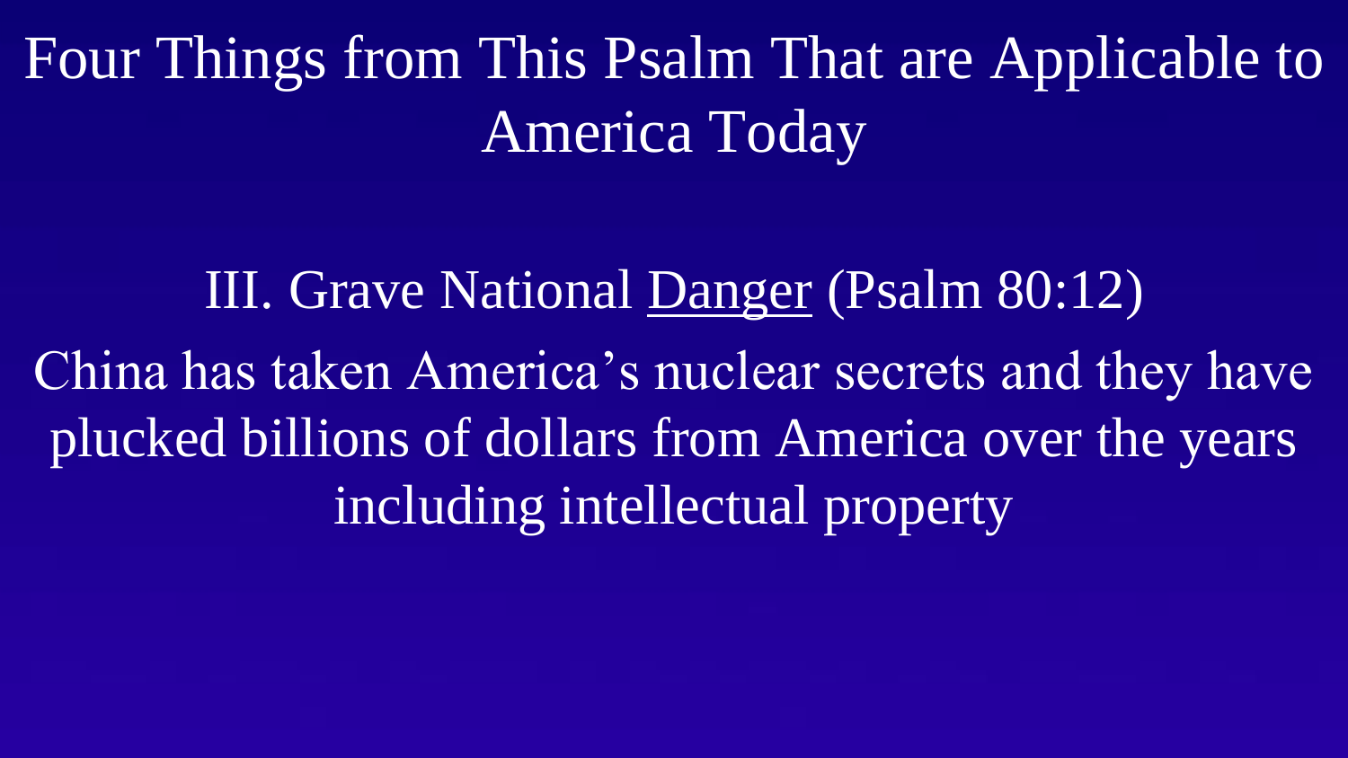# Four Things from This Psalm That are Applicable to America Today

## III. Grave National <u>Danger</u> (Psalm 80:12)

China has taken America's nuclear secrets and they have plucked billions of dollars from America over the years including intellectual property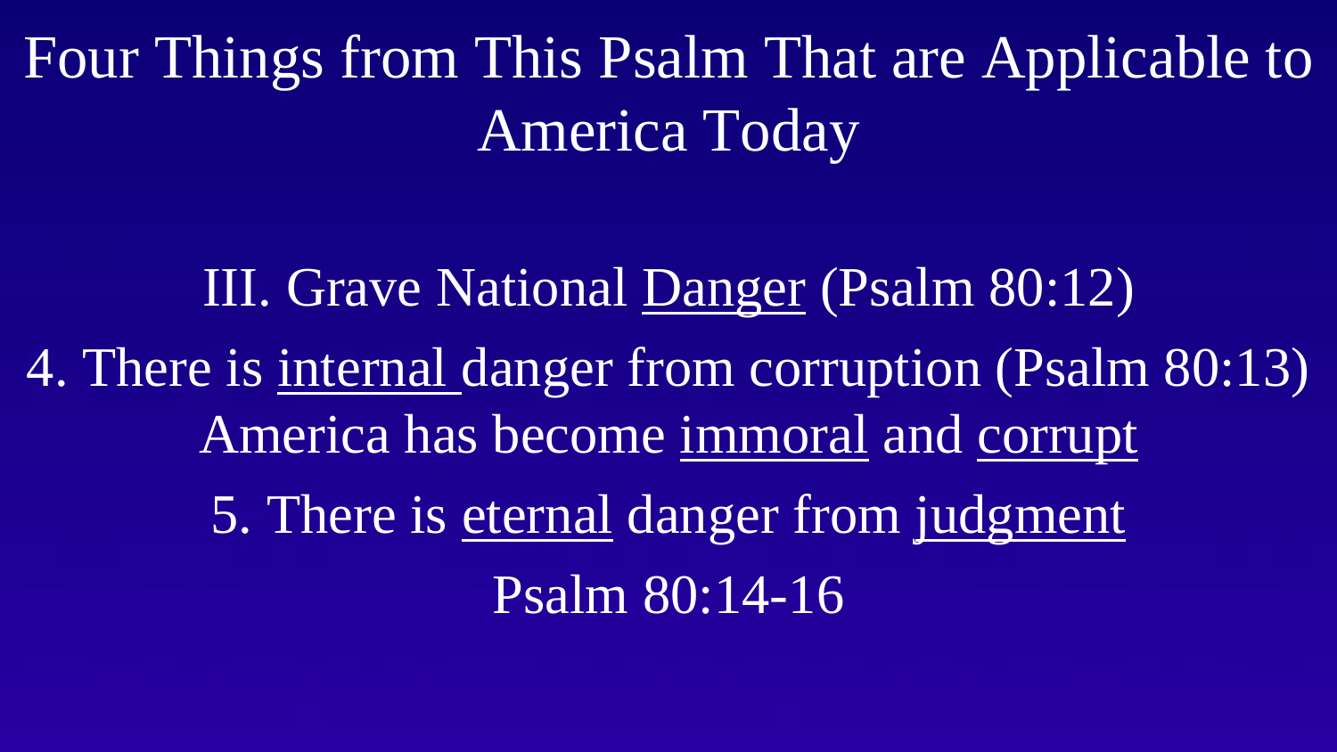# Four Things from This Psalm That are Applicable to America Today

III. Grave National Danger (Psalm 80:12)

4. There is internal danger from corruption (Psalm 80:13)

America has become immoral and corrupt

5. There is eternal danger from judgment

Psalm 80:14-16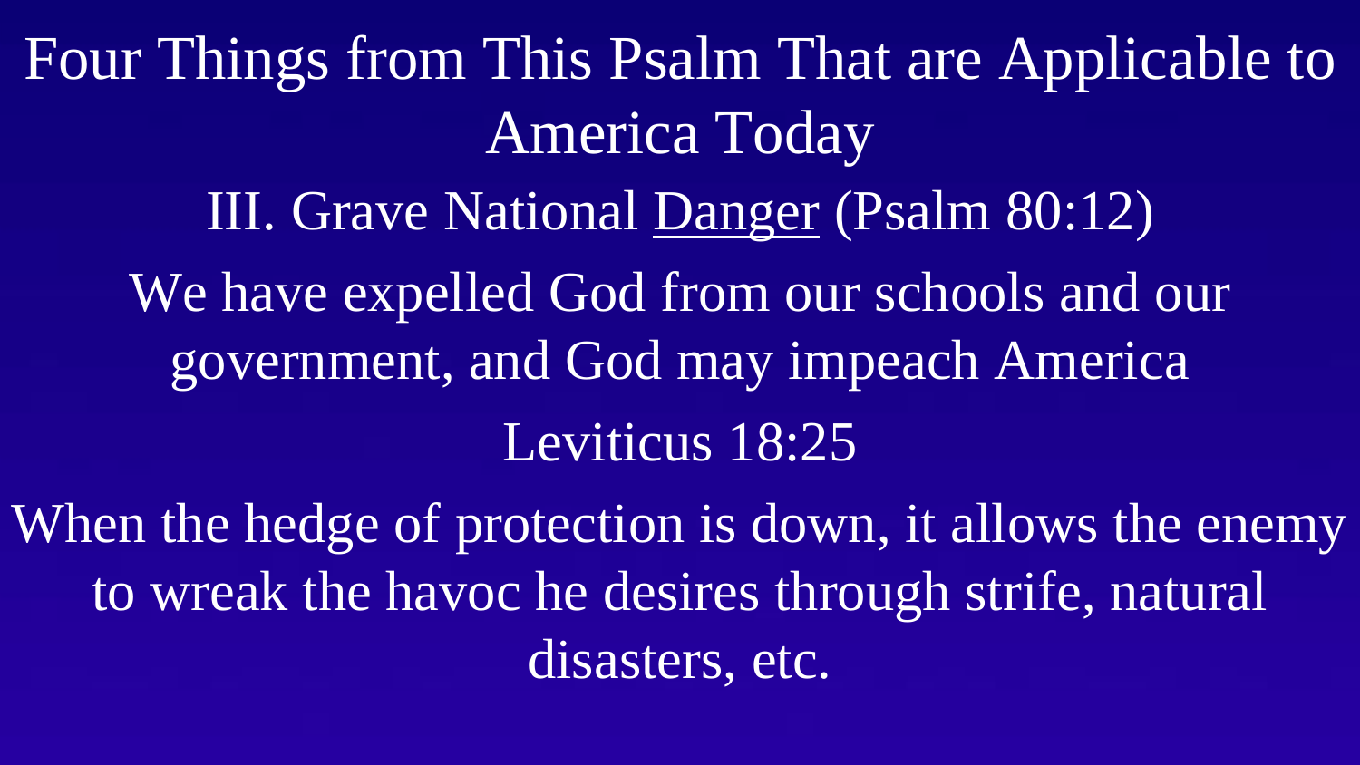# Four Things from This Psalm That are Applicable to America Today

## III. Grave National Danger (Psalm 80:12)

We have expelled God from our schools and our government, and God may impeach America

Leviticus 18:25

When the hedge of protection is down, it allows the enemy to wreak the havoc he desires through strife, natural disasters, etc.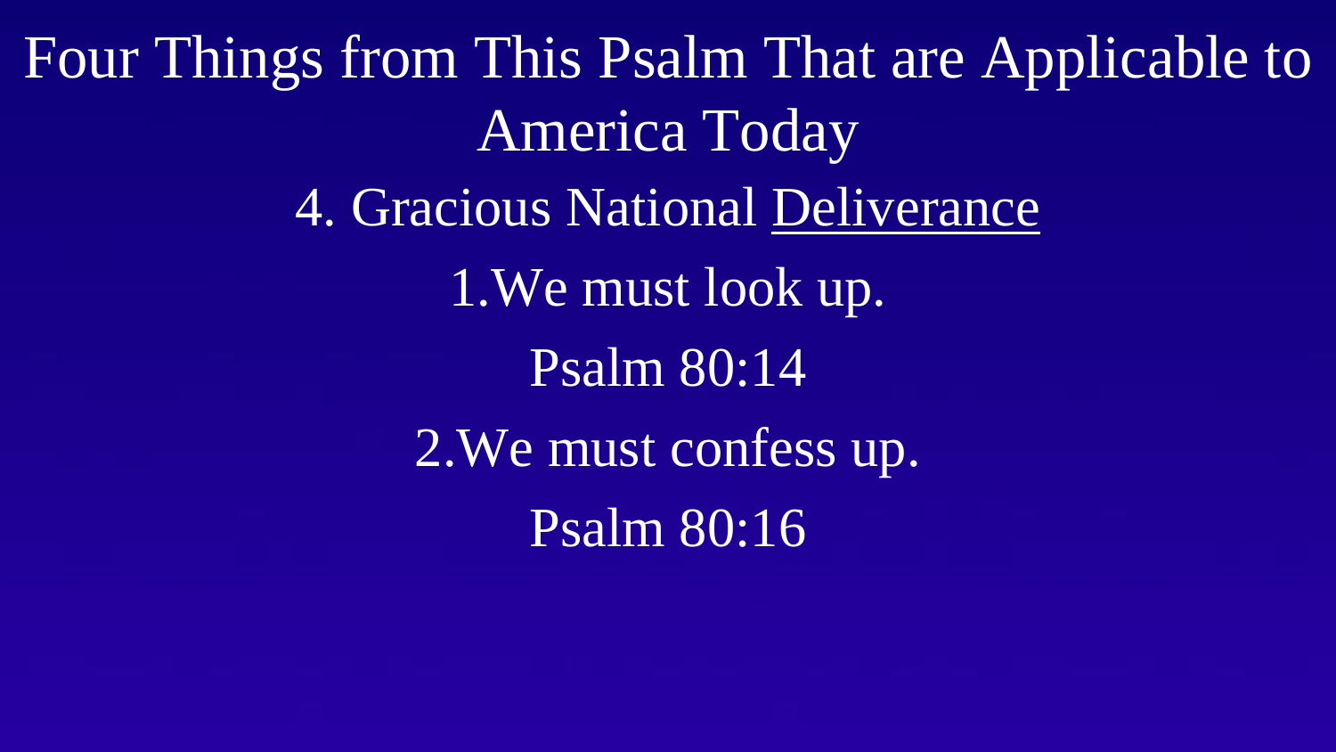# Four Things from This Psalm That are Applicable to America Today

## 4. Gracious National Deliverance

1. We must look up.

Psalm 80:14

2. We must confess up.

Psalm 80:16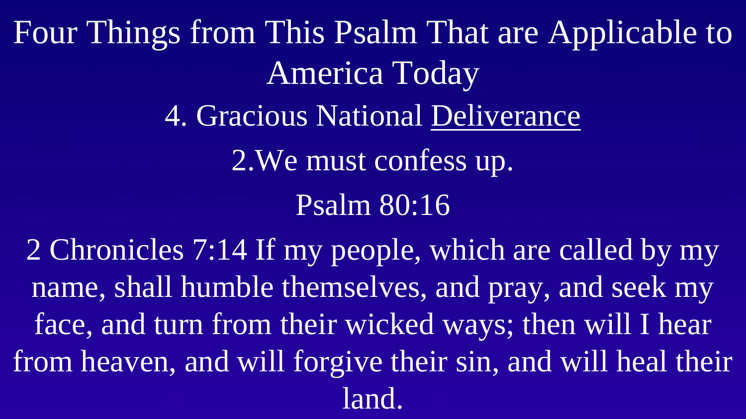# Four Things from This Psalm That are Applicable to America Today

## 4. Gracious National Deliverance

2.We must confess up.

Psalm 80:16

2 Chronicles 7:14 If my people, which are called by my name, shall humble themselves, and pray, and seek my face, and turn from their wicked ways; then will I hear from heaven, and will forgive their sin, and will heal their land.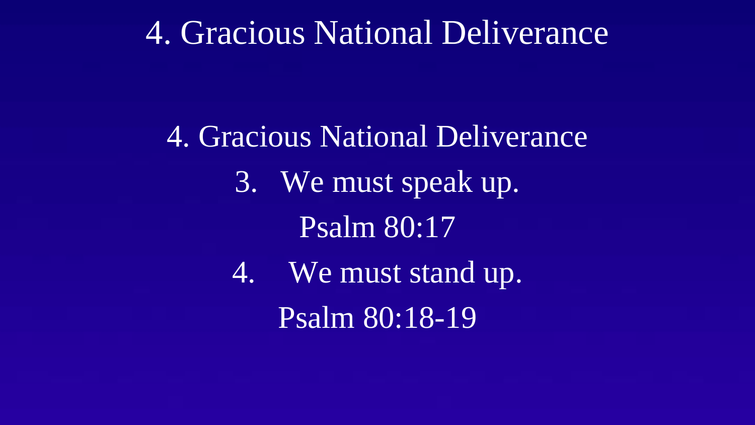# 4. Gracious National Deliverance

4. Gracious National Deliverance

3. We must speak up.

Psalm 80:17

4. We must stand up.

Psalm 80:18-19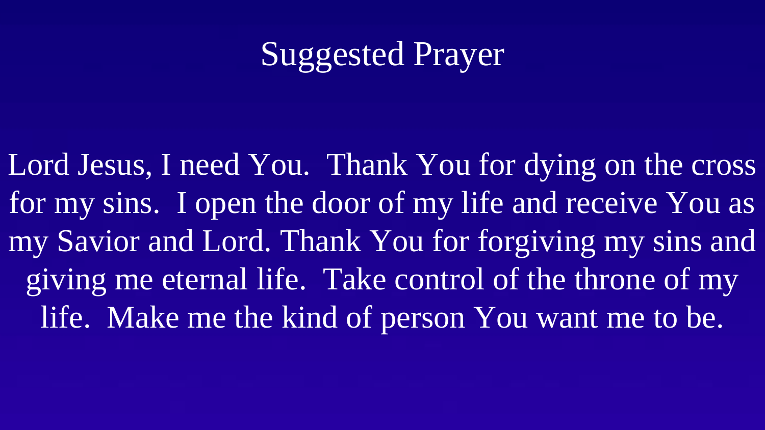# Suggested Prayer

Lord Jesus, I need You. Thank You for dying on the cross for my sins. I open the door of my life and receive You as my Savior and Lord. Thank You for forgiving my sins and giving me eternal life. Take control of the throne of my life. Make me the kind of person You want me to be.